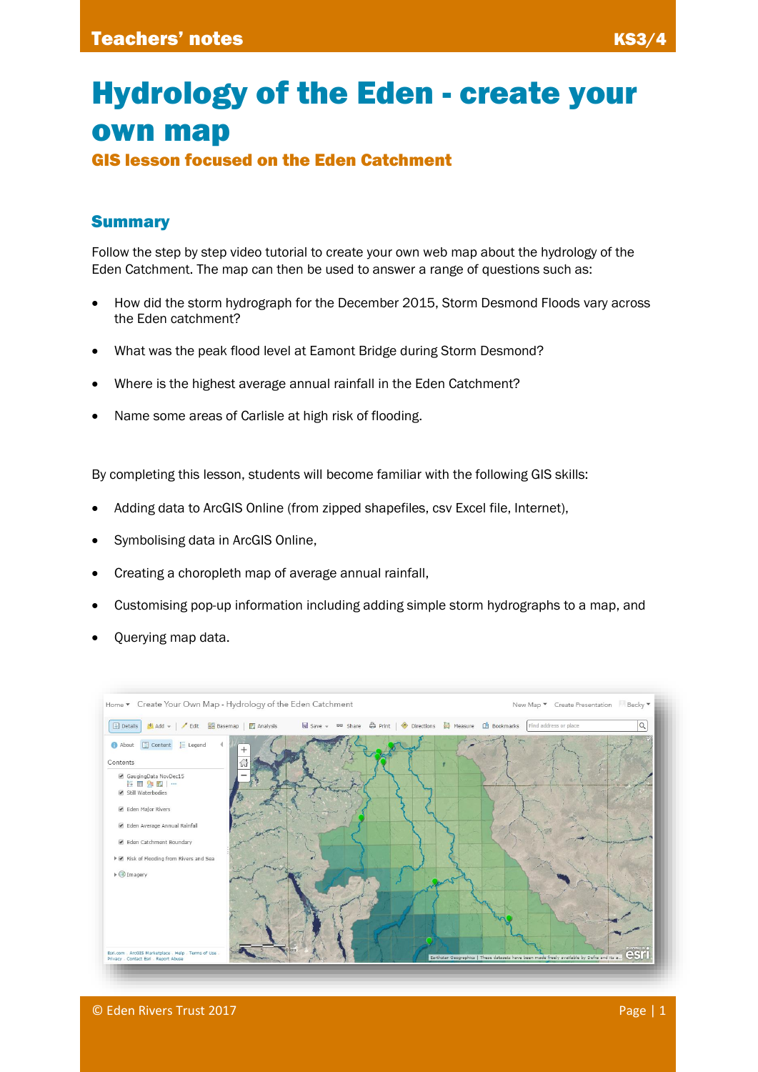# Hydrology of the Eden - create your own map

## GIS lesson focused on the Eden Catchment

### Summary

Follow the step by step video tutorial to create your own web map about the hydrology of the Eden Catchment. The map can then be used to answer a range of questions such as:

- How did the storm hydrograph for the December 2015, Storm Desmond Floods vary across the Eden catchment?
- What was the peak flood level at Eamont Bridge during Storm Desmond?
- Where is the highest average annual rainfall in the Eden Catchment?
- Name some areas of Carlisle at high risk of flooding.

By completing this lesson, students will become familiar with the following GIS skills:

- Adding data to ArcGIS Online (from zipped shapefiles, csv Excel file, Internet),
- Symbolising data in ArcGIS Online,
- Creating a choropleth map of average annual rainfall,
- Customising pop-up information including adding simple storm hydrographs to a map, and
- Querying map data.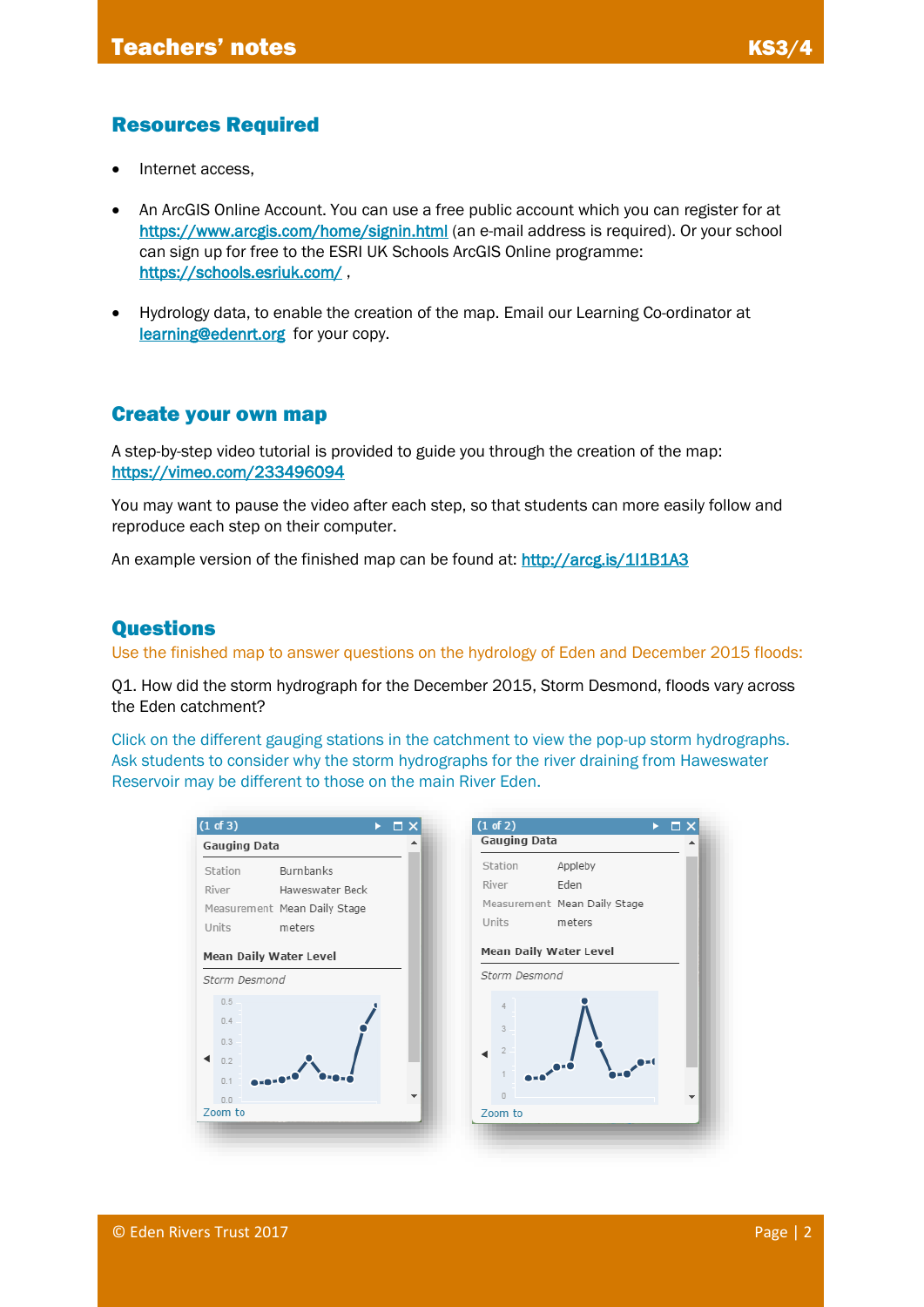## Resources Required

- Internet access,
- An ArcGIS Online Account. You can use a free public account which you can register for at https://www.arcgis.com/home/signin.html (an e-mail address is required). Or your school can sign up for free to the ESRI UK Schools ArcGIS Online programme: https://schools.esriuk.com/ ,
- Hydrology data, to enable the creation of the map. Email our Learning Co-ordinator at learning@edenrt.org for your copy.

## Create your own map

A step-by-step video tutorial is provided to guide you through the creation of the map: https://vimeo.com/233496094

You may want to pause the video after each step, so that students can more easily follow and reproduce each step on their computer.

An example version of the finished map can be found at: http://arcg.is/1l1B1A3

## Questions

Use the finished map to answer questions on the hydrology of Eden and December 2015 floods:

Q1. How did the storm hydrograph for the December 2015, Storm Desmond, floods vary across the Eden catchment?

Click on the different gauging stations in the catchment to view the pop-up storm hydrographs. Ask students to consider why the storm hydrographs for the river draining from Haweswater Reservoir may be different to those on the main River Eden.

(1 of 3)

**Gauging Data**

| | |
|---|---|
| Station | Burnbanks |
| River | Haweswater Beck |
| Measurement | Mean Daily Stage |
| Units | meters |

**Mean Daily Water Level**

*Storm Desmond*

Zoom to

(1 of 2)

**Gauging Data**

| | |
|---|---|
| Station | Appleby |
| River | Eden |
| Measurement | Mean Daily Stage |
| Units | meters |

**Mean Daily Water Level**

*Storm Desmond*

Zoom to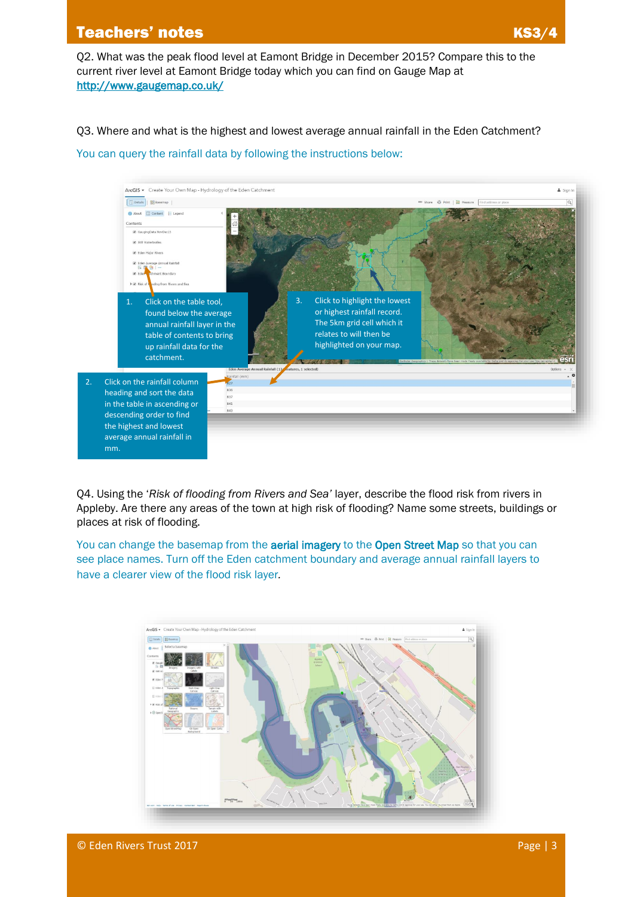Q2. What was the peak flood level at Eamont Bridge in December 2015? Compare this to the current river level at Eamont Bridge today which you can find on Gauge Map at [http://www.gaugemap.co.uk/](http://www.gaugemap.co.uk/)

Q3. Where and what is the highest and lowest average annual rainfall in the Eden Catchment?

You can query the rainfall data by following the instructions below:

1. Click on the table tool, found below the average annual rainfall layer in the table of contents to bring up rainfall data for the catchment.
2. Click on the rainfall column heading and sort the data in the table in ascending or descending order to find the highest and lowest average annual rainfall in mm.
3. Click to highlight the lowest or highest rainfall record. The 5km grid cell which it relates to will then be highlighted on your map.

Q4. Using the '*Risk of flooding from Rivers and Sea'* layer, describe the flood risk from rivers in Appleby. Are there any areas of the town at high risk of flooding? Name some streets, buildings or places at risk of flooding.

You can change the basemap from the **aerial imagery** to the **Open Street Map** so that you can see place names. Turn off the Eden catchment boundary and average annual rainfall layers to have a clearer view of the flood risk layer.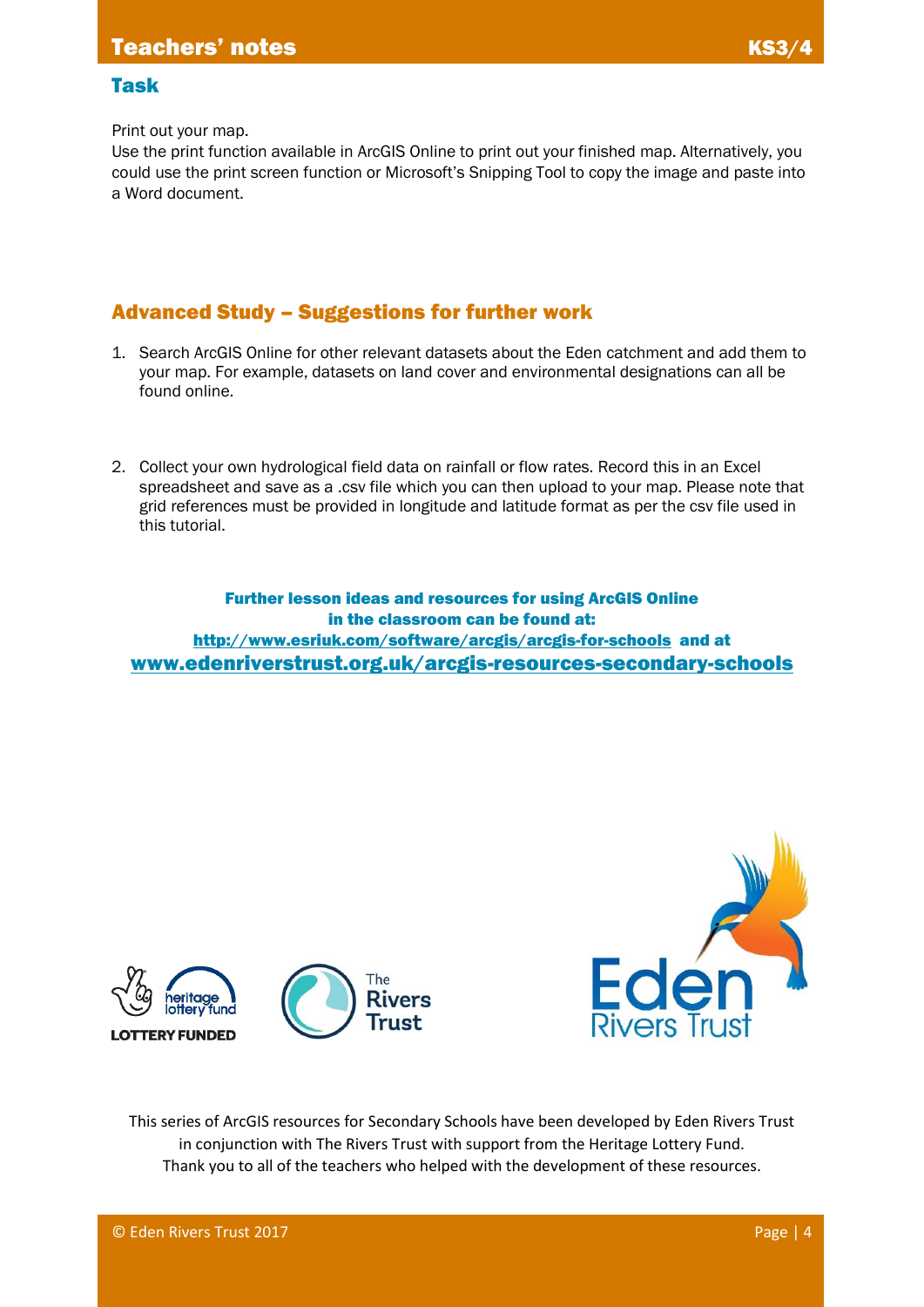## Task

Print out your map.
Use the print function available in ArcGIS Online to print out your finished map. Alternatively, you could use the print screen function or Microsoft's Snipping Tool to copy the image and paste into a Word document.

## Advanced Study – Suggestions for further work

1. Search ArcGIS Online for other relevant datasets about the Eden catchment and add them to your map. For example, datasets on land cover and environmental designations can all be found online.

2. Collect your own hydrological field data on rainfall or flow rates. Record this in an Excel spreadsheet and save as a .csv file which you can then upload to your map. Please note that grid references must be provided in longitude and latitude format as per the csv file used in this tutorial.

**Further lesson ideas and resources for using ArcGIS Online in the classroom can be found at:**
**http://www.esriuk.com/software/arcgis/arcgis-for-schools and at**
**www.edenriverstrust.org.uk/arcgis-resources-secondary-schools**

heritage lottery fund
LOTTERY FUNDED

The Rivers Trust

Eden Rivers Trust

This series of ArcGIS resources for Secondary Schools have been developed by Eden Rivers Trust in conjunction with The Rivers Trust with support from the Heritage Lottery Fund.
Thank you to all of the teachers who helped with the development of these resources.

© Eden Rivers Trust 2017